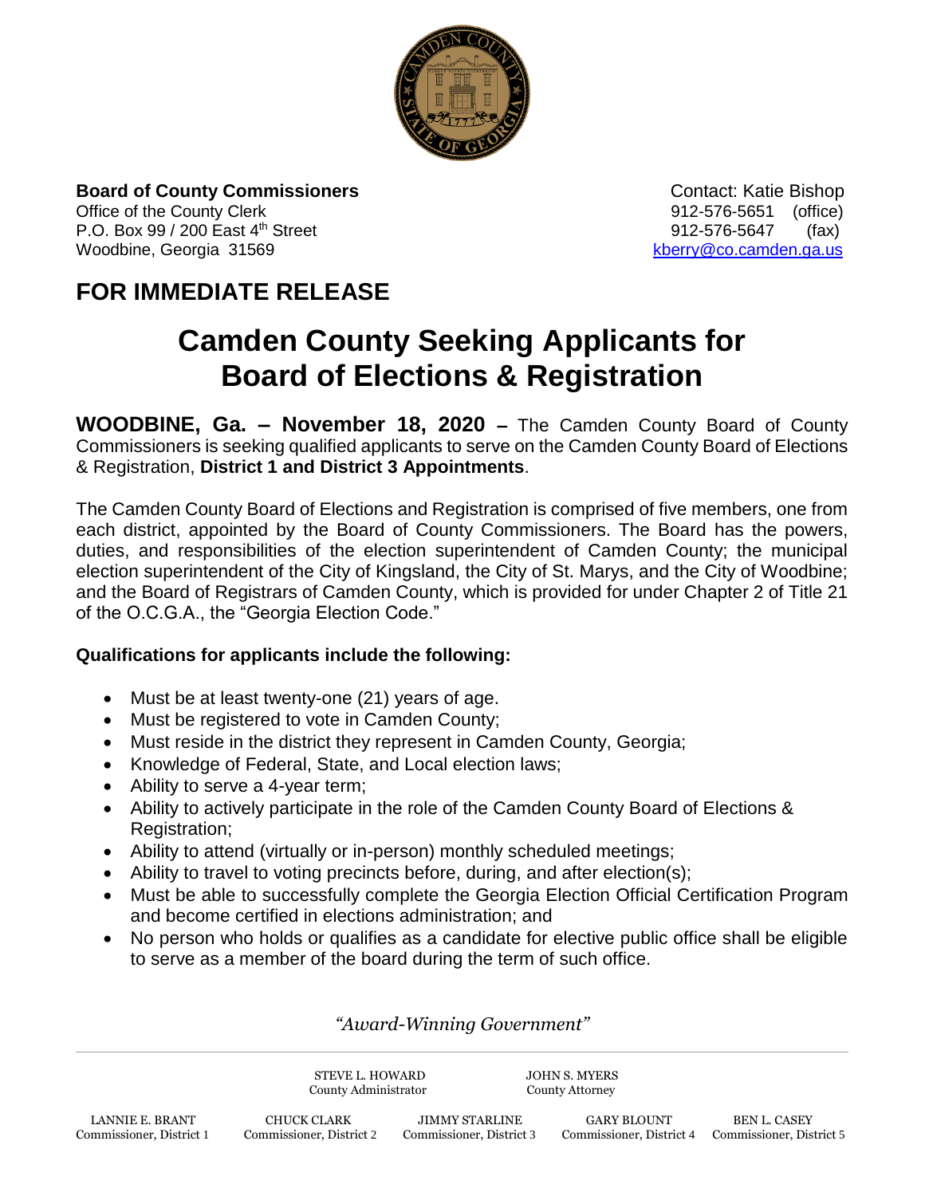**Board of County Commissioners**
Office of the County Clerk
P.O. Box 99 / 200 East 4th Street
Woodbine, Georgia 31569

Contact: Katie Bishop
912-576-5651 (office)
912-576-5647 (fax)
kberry@co.camden.ga.us

## FOR IMMEDIATE RELEASE

# Camden County Seeking Applicants for Board of Elections & Registration

**WOODBINE, Ga. – November 18, 2020 –** The Camden County Board of County Commissioners is seeking qualified applicants to serve on the Camden County Board of Elections & Registration, **District 1 and District 3 Appointments**.

The Camden County Board of Elections and Registration is comprised of five members, one from each district, appointed by the Board of County Commissioners. The Board has the powers, duties, and responsibilities of the election superintendent of Camden County; the municipal election superintendent of the City of Kingsland, the City of St. Marys, and the City of Woodbine; and the Board of Registrars of Camden County, which is provided for under Chapter 2 of Title 21 of the O.C.G.A., the "Georgia Election Code."

**Qualifications for applicants include the following:**

- Must be at least twenty-one (21) years of age.
- Must be registered to vote in Camden County;
- Must reside in the district they represent in Camden County, Georgia;
- Knowledge of Federal, State, and Local election laws;
- Ability to serve a 4-year term;
- Ability to actively participate in the role of the Camden County Board of Elections & Registration;
- Ability to attend (virtually or in-person) monthly scheduled meetings;
- Ability to travel to voting precincts before, during, and after election(s);
- Must be able to successfully complete the Georgia Election Official Certification Program and become certified in elections administration; and
- No person who holds or qualifies as a candidate for elective public office shall be eligible to serve as a member of the board during the term of such office.

*"Award-Winning Government"*

STEVE L. HOWARD, County Administrator | JOHN S. MYERS, County Attorney

LANNIE E. BRANT, Commissioner, District 1 | CHUCK CLARK, Commissioner, District 2 | JIMMY STARLINE, Commissioner, District 3 | GARY BLOUNT, Commissioner, District 4 | BEN L. CASEY, Commissioner, District 5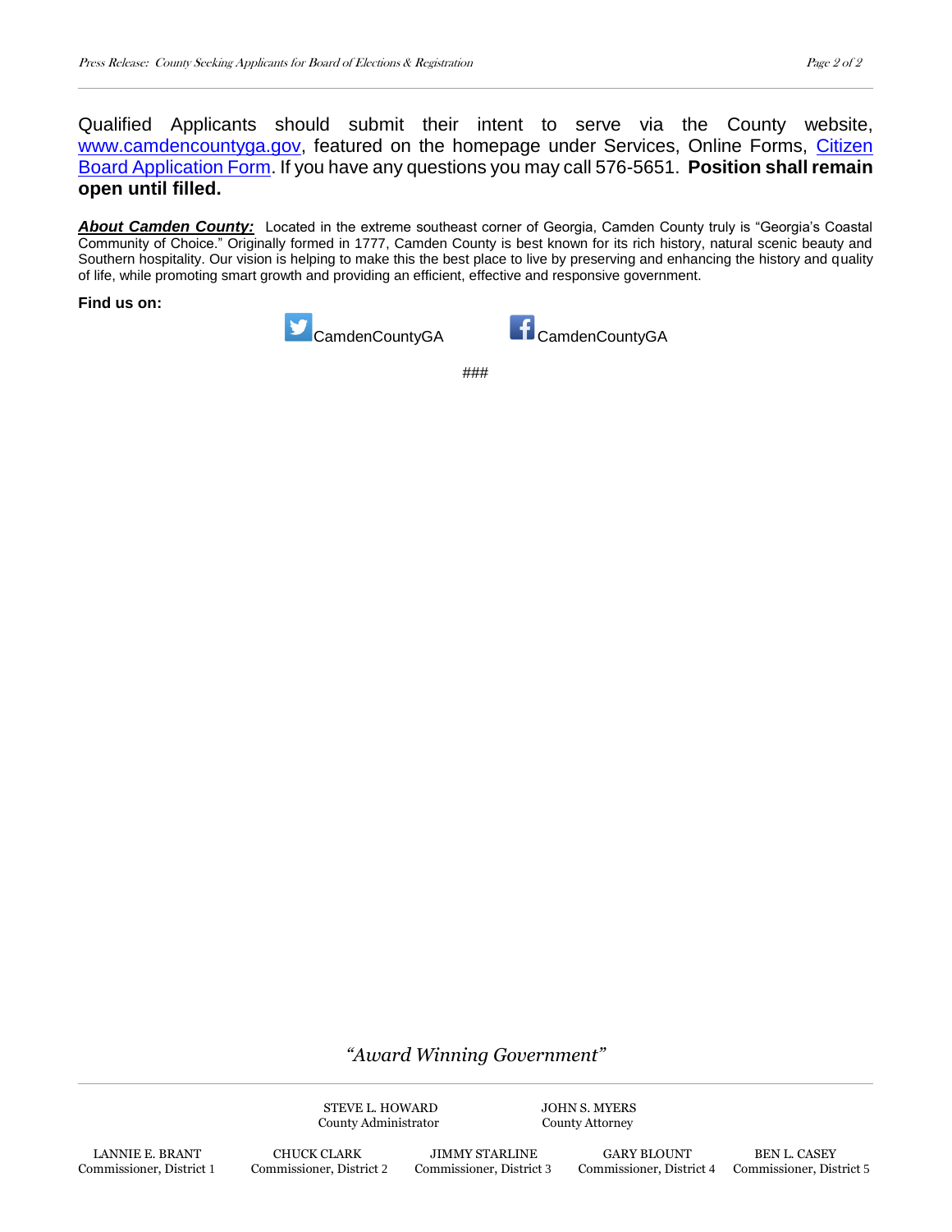Qualified Applicants should submit their intent to serve via the County website, [www.camdencountyga.gov](http://www.camdencountyga.gov), featured on the homepage under Services, Online Forms, [Citizen Board Application Form](#). If you have any questions you may call 576-5651. **Position shall remain open until filled.**

***About Camden County:*** Located in the extreme southeast corner of Georgia, Camden County truly is "Georgia's Coastal Community of Choice." Originally formed in 1777, Camden County is best known for its rich history, natural scenic beauty and Southern hospitality. Our vision is helping to make this the best place to live by preserving and enhancing the history and quality of life, while promoting smart growth and providing an efficient, effective and responsive government.

**Find us on:**

CamdenCountyGA    CamdenCountyGA

###

*"Award Winning Government"*

STEVE L. HOWARD
County Administrator

JOHN S. MYERS
County Attorney

LANNIE E. BRANT
Commissioner, District 1

CHUCK CLARK
Commissioner, District 2

JIMMY STARLINE
Commissioner, District 3

GARY BLOUNT
Commissioner, District 4

BEN L. CASEY
Commissioner, District 5